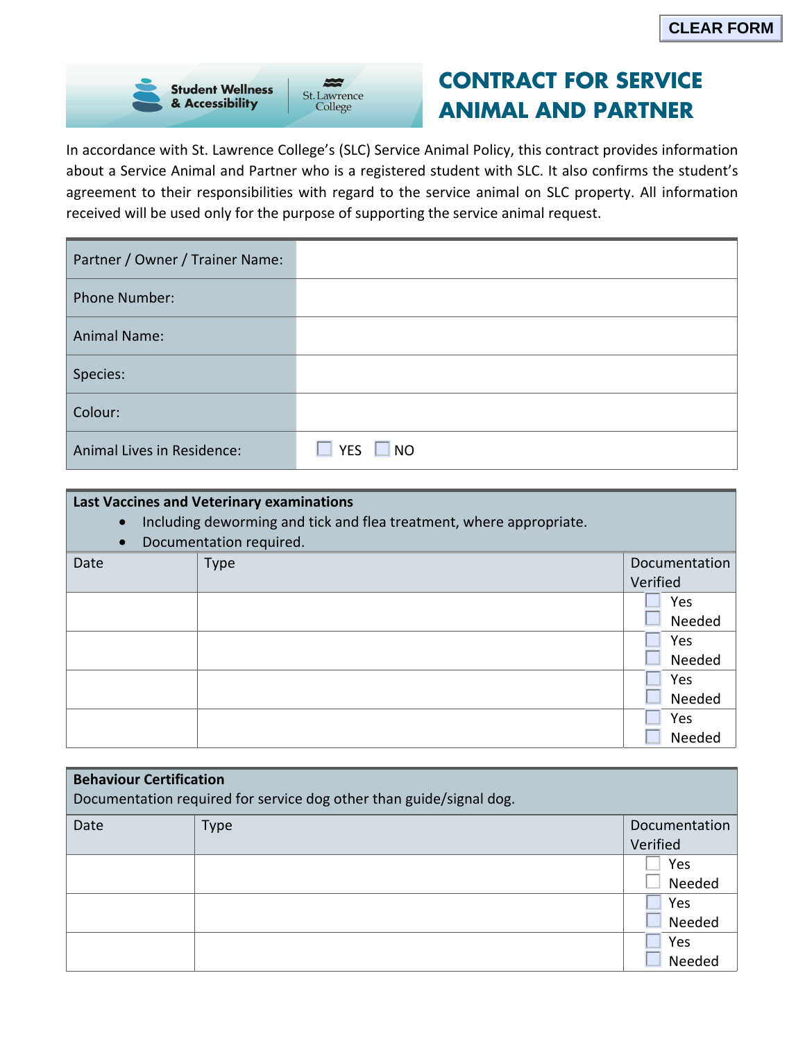CLEAR FORM

Student Wellness & Accessibility | St. Lawrence College

# CONTRACT FOR SERVICE ANIMAL AND PARTNER

In accordance with St. Lawrence College's (SLC) Service Animal Policy, this contract provides information about a Service Animal and Partner who is a registered student with SLC. It also confirms the student's agreement to their responsibilities with regard to the service animal on SLC property. All information received will be used only for the purpose of supporting the service animal request.

| | |
|---|---|
| Partner / Owner / Trainer Name: | |
| Phone Number: | |
| Animal Name: | |
| Species: | |
| Colour: | |
| Animal Lives in Residence: | ☐ YES ☐ NO |

**Last Vaccines and Veterinary examinations**

- Including deworming and tick and flea treatment, where appropriate.
- Documentation required.

| Date | Type | Documentation Verified |
|---|---|---|
| | | ☐ Yes ☐ Needed |
| | | ☐ Yes ☐ Needed |
| | | ☐ Yes ☐ Needed |
| | | ☐ Yes ☐ Needed |

**Behaviour Certification**

Documentation required for service dog other than guide/signal dog.

| Date | Type | Documentation Verified |
|---|---|---|
| | | ☐ Yes ☐ Needed |
| | | ☐ Yes ☐ Needed |
| | | ☐ Yes ☐ Needed |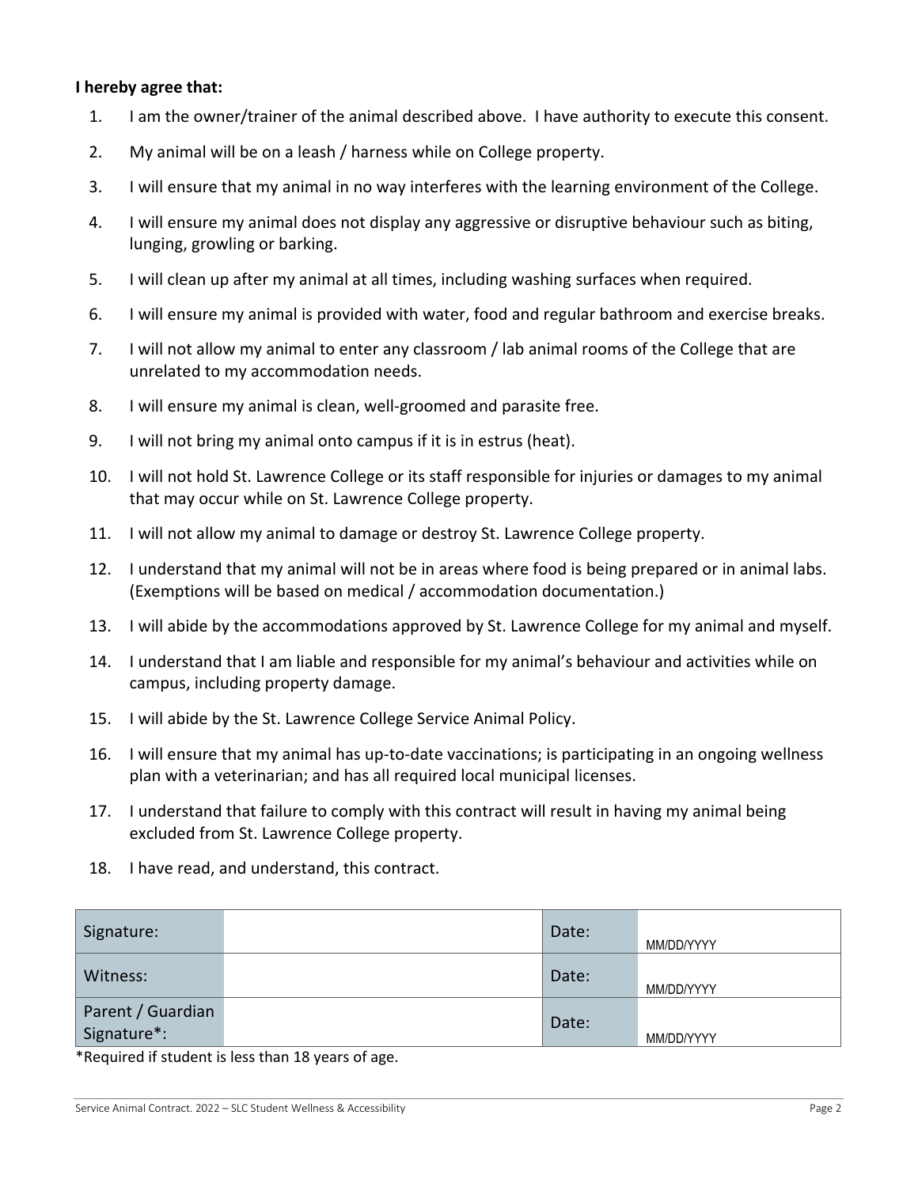**I hereby agree that:**

1. I am the owner/trainer of the animal described above. I have authority to execute this consent.
2. My animal will be on a leash / harness while on College property.
3. I will ensure that my animal in no way interferes with the learning environment of the College.
4. I will ensure my animal does not display any aggressive or disruptive behaviour such as biting, lunging, growling or barking.
5. I will clean up after my animal at all times, including washing surfaces when required.
6. I will ensure my animal is provided with water, food and regular bathroom and exercise breaks.
7. I will not allow my animal to enter any classroom / lab animal rooms of the College that are unrelated to my accommodation needs.
8. I will ensure my animal is clean, well-groomed and parasite free.
9. I will not bring my animal onto campus if it is in estrus (heat).
10. I will not hold St. Lawrence College or its staff responsible for injuries or damages to my animal that may occur while on St. Lawrence College property.
11. I will not allow my animal to damage or destroy St. Lawrence College property.
12. I understand that my animal will not be in areas where food is being prepared or in animal labs. (Exemptions will be based on medical / accommodation documentation.)
13. I will abide by the accommodations approved by St. Lawrence College for my animal and myself.
14. I understand that I am liable and responsible for my animal's behaviour and activities while on campus, including property damage.
15. I will abide by the St. Lawrence College Service Animal Policy.
16. I will ensure that my animal has up-to-date vaccinations; is participating in an ongoing wellness plan with a veterinarian; and has all required local municipal licenses.
17. I understand that failure to comply with this contract will result in having my animal being excluded from St. Lawrence College property.
18. I have read, and understand, this contract.

| | | | |
|---|---|---|---|
| Signature: | | Date: | MM/DD/YYYY |
| Witness: | | Date: | MM/DD/YYYY |
| Parent / Guardian Signature*: | | Date: | MM/DD/YYYY |

*Required if student is less than 18 years of age.